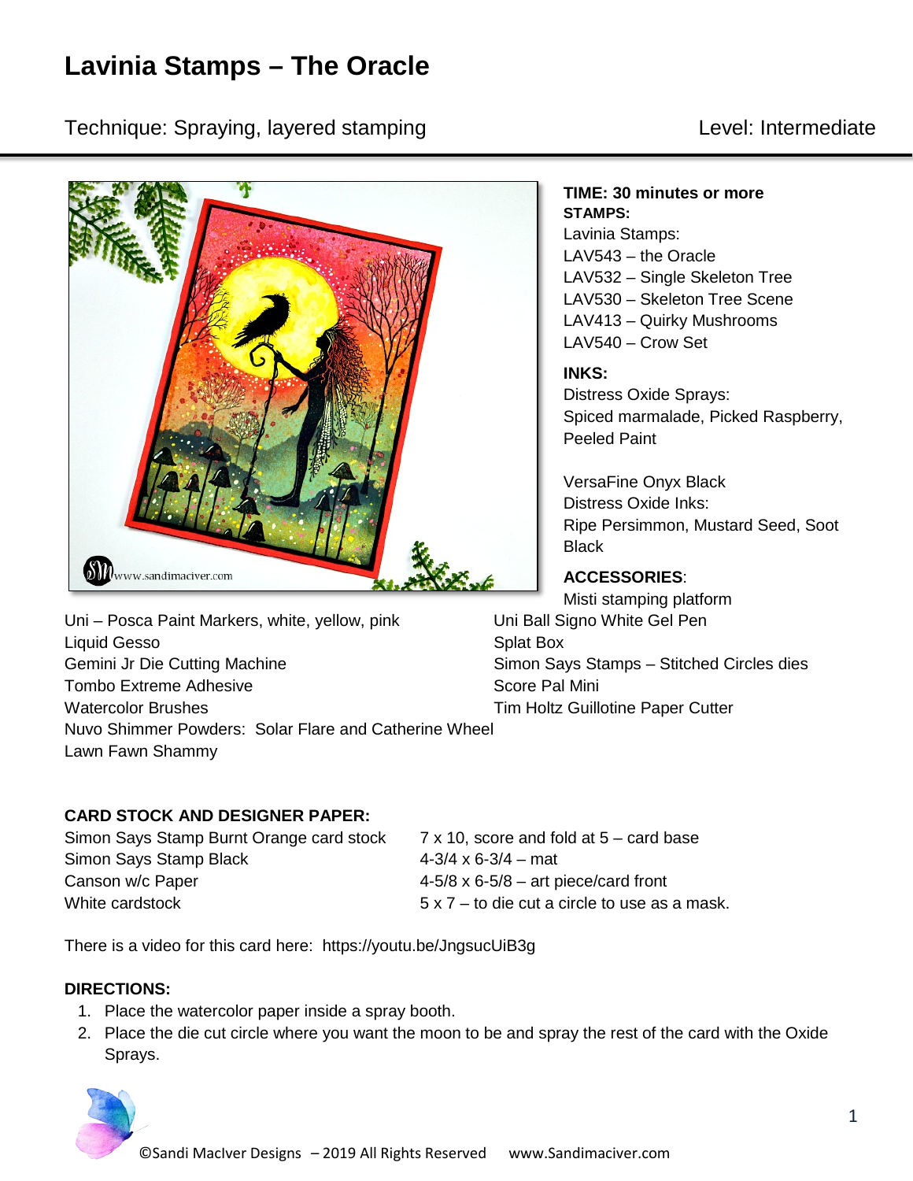# Lavinia Stamps – The Oracle

Technique: Spraying, layered stamping

Level: Intermediate

**TIME: 30 minutes or more**

**STAMPS:**

Lavinia Stamps:
LAV543 – the Oracle
LAV532 – Single Skeleton Tree
LAV530 – Skeleton Tree Scene
LAV413 – Quirky Mushrooms
LAV540 – Crow Set

**INKS:**

Distress Oxide Sprays:
Spiced marmalade, Picked Raspberry, Peeled Paint

VersaFine Onyx Black
Distress Oxide Inks:
Ripe Persimmon, Mustard Seed, Soot Black

**ACCESSORIES**:

Misti stamping platform
Uni – Posca Paint Markers, white, yellow, pink
Liquid Gesso
Gemini Jr Die Cutting Machine
Tombo Extreme Adhesive
Watercolor Brushes
Nuvo Shimmer Powders: Solar Flare and Catherine Wheel
Lawn Fawn Shammy
Uni Ball Signo White Gel Pen
Splat Box
Simon Says Stamps – Stitched Circles dies
Score Pal Mini
Tim Holtz Guillotine Paper Cutter

**CARD STOCK AND DESIGNER PAPER:**

| | |
|---|---|
| Simon Says Stamp Burnt Orange card stock | 7 x 10, score and fold at 5 – card base |
| Simon Says Stamp Black | 4-3/4 x 6-3/4 – mat |
| Canson w/c Paper | 4-5/8 x 6-5/8 – art piece/card front |
| White cardstock | 5 x 7 – to die cut a circle to use as a mask. |

There is a video for this card here: https://youtu.be/JngsucUiB3g

**DIRECTIONS:**

1. Place the watercolor paper inside a spray booth.
2. Place the die cut circle where you want the moon to be and spray the rest of the card with the Oxide Sprays.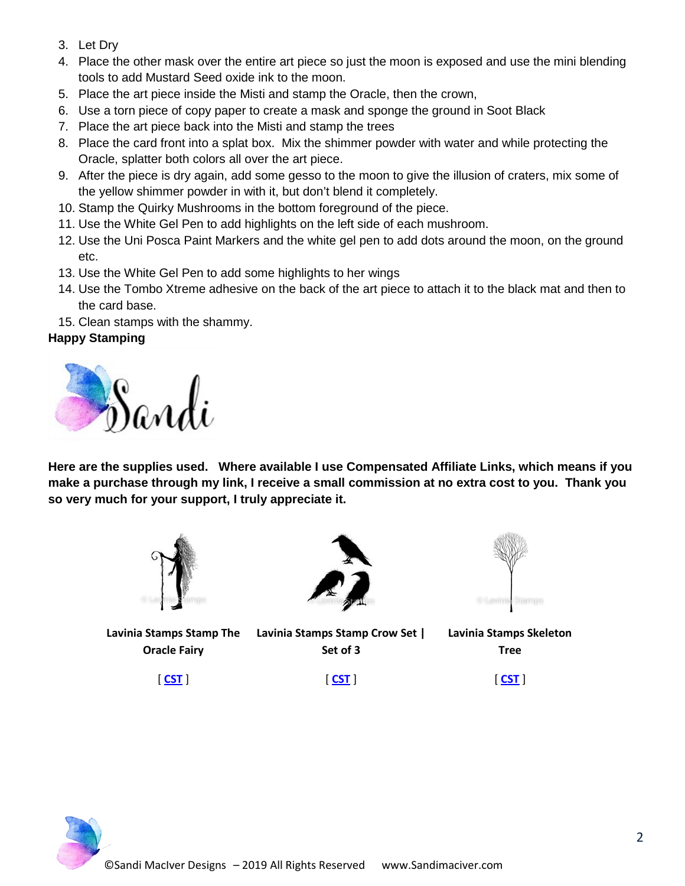3. Let Dry
4. Place the other mask over the entire art piece so just the moon is exposed and use the mini blending tools to add Mustard Seed oxide ink to the moon.
5. Place the art piece inside the Misti and stamp the Oracle, then the crown,
6. Use a torn piece of copy paper to create a mask and sponge the ground in Soot Black
7. Place the art piece back into the Misti and stamp the trees
8. Place the card front into a splat box. Mix the shimmer powder with water and while protecting the Oracle, splatter both colors all over the art piece.
9. After the piece is dry again, add some gesso to the moon to give the illusion of craters, mix some of the yellow shimmer powder in with it, but don't blend it completely.
10. Stamp the Quirky Mushrooms in the bottom foreground of the piece.
11. Use the White Gel Pen to add highlights on the left side of each mushroom.
12. Use the Uni Posca Paint Markers and the white gel pen to add dots around the moon, on the ground etc.
13. Use the White Gel Pen to add some highlights to her wings
14. Use the Tombo Xtreme adhesive on the back of the art piece to attach it to the black mat and then to the card base.
15. Clean stamps with the shammy.

**Happy Stamping**

Sandi

**Here are the supplies used. Where available I use Compensated Affiliate Links, which means if you make a purchase through my link, I receive a small commission at no extra cost to you. Thank you so very much for your support, I truly appreciate it.**

| Lavinia Stamps Stamp The Oracle Fairy | Lavinia Stamps Stamp Crow Set \| Set of 3 | Lavinia Stamps Skeleton Tree |
|---|---|---|
| [ CST ] | [ CST ] | [ CST ] |

©Sandi MacIver Designs – 2019 All Rights Reserved www.Sandimaciver.com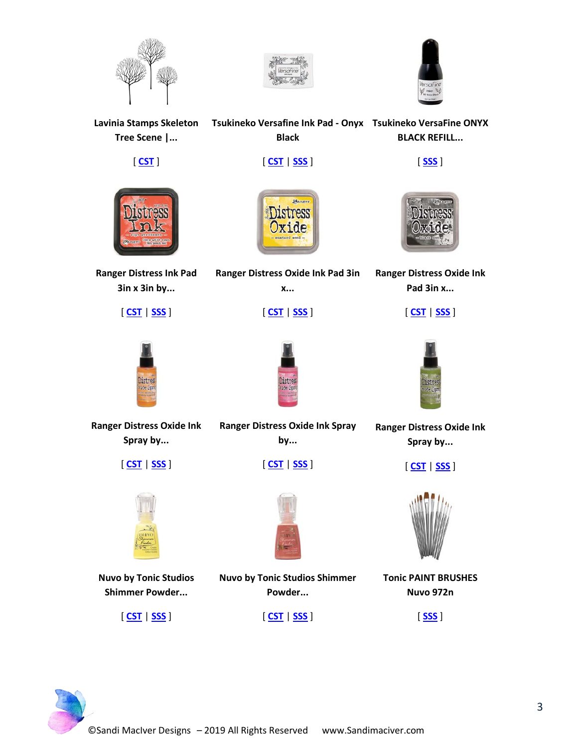**Lavinia Stamps Skeleton Tree Scene |...**

[ CST ]

**Tsukineko Versafine Ink Pad - Onyx Black**

[ CST | SSS ]

**Tsukineko VersaFine ONYX BLACK REFILL...**

[ SSS ]

**Ranger Distress Ink Pad 3in x 3in by...**

[ CST | SSS ]

**Ranger Distress Oxide Ink Pad 3in x...**

[ CST | SSS ]

**Ranger Distress Oxide Ink Pad 3in x...**

[ CST | SSS ]

**Ranger Distress Oxide Ink Spray by...**

[ CST | SSS ]

**Ranger Distress Oxide Ink Spray by...**

[ CST | SSS ]

**Ranger Distress Oxide Ink Spray by...**

[ CST | SSS ]

**Nuvo by Tonic Studios Shimmer Powder...**

[ CST | SSS ]

**Nuvo by Tonic Studios Shimmer Powder...**

[ CST | SSS ]

**Tonic PAINT BRUSHES Nuvo 972n**

[ SSS ]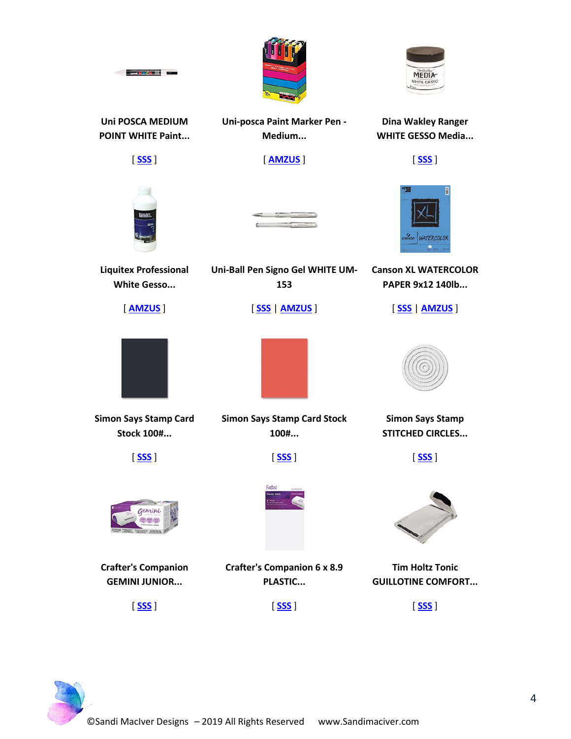| | | |
|---|---|---|
| **Uni POSCA MEDIUM POINT WHITE Paint...** | **Uni-posca Paint Marker Pen - Medium...** | **Dina Wakley Ranger WHITE GESSO Media...** |
| [ SSS ] | [ AMZUS ] | [ SSS ] |
| **Liquitex Professional White Gesso...** | **Uni-Ball Pen Signo Gel WHITE UM-153** | **Canson XL WATERCOLOR PAPER 9x12 140lb...** |
| [ AMZUS ] | [ SSS \| AMZUS ] | [ SSS \| AMZUS ] |
| **Simon Says Stamp Card Stock 100#...** | **Simon Says Stamp Card Stock 100#...** | **Simon Says Stamp STITCHED CIRCLES...** |
| [ SSS ] | [ SSS ] | [ SSS ] |
| **Crafter's Companion GEMINI JUNIOR...** | **Crafter's Companion 6 x 8.9 PLASTIC...** | **Tim Holtz Tonic GUILLOTINE COMFORT...** |
| [ SSS ] | [ SSS ] | [ SSS ] |

©Sandi MacIver Designs – 2019 All Rights Reserved www.Sandimaciver.com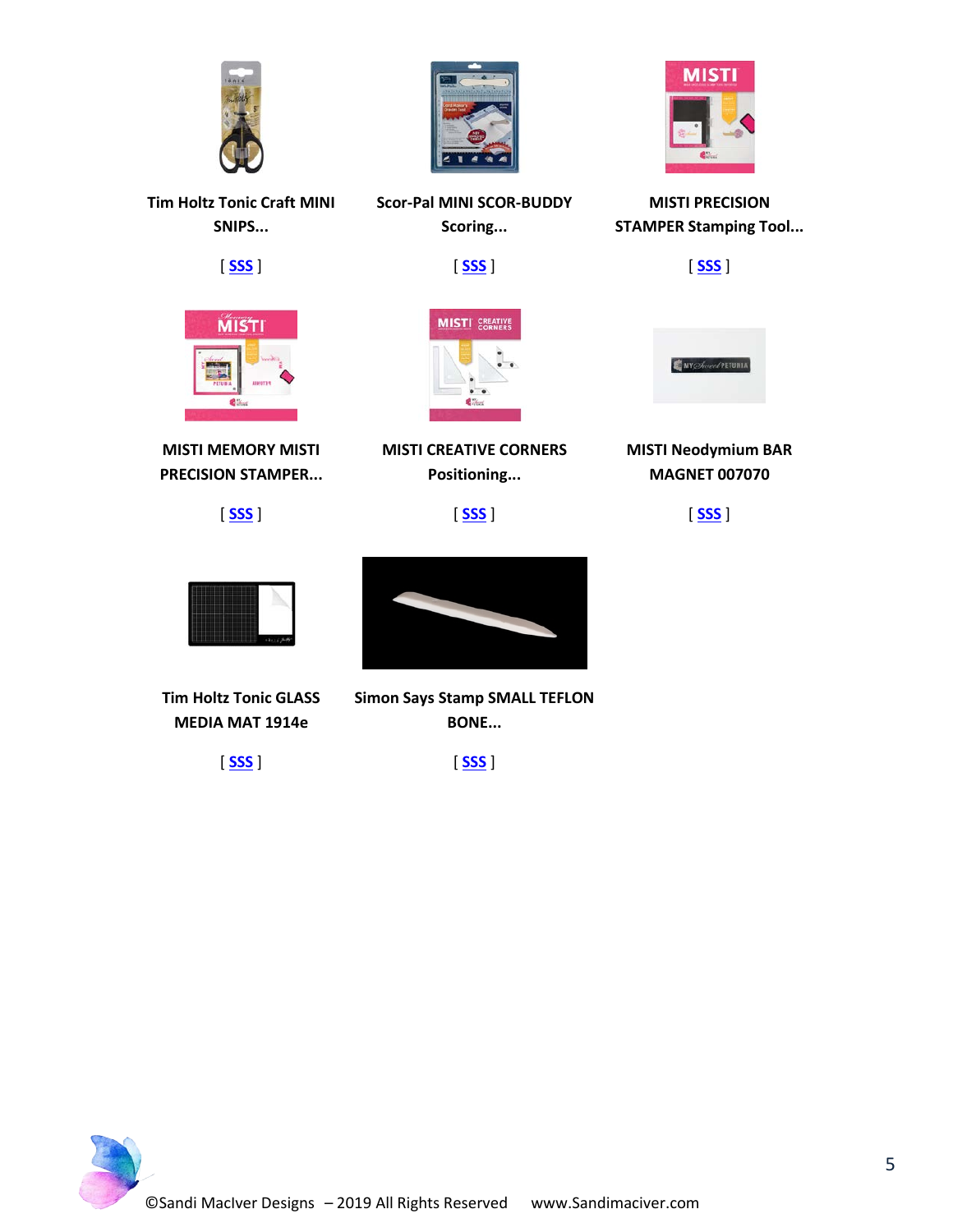**Tim Holtz Tonic Craft MINI SNIPS...**

[ SSS ]

**Scor-Pal MINI SCOR-BUDDY Scoring...**

[ SSS ]

**MISTI PRECISION STAMPER Stamping Tool...**

[ SSS ]

**MISTI MEMORY MISTI PRECISION STAMPER...**

[ SSS ]

**MISTI CREATIVE CORNERS Positioning...**

[ SSS ]

**MISTI Neodymium BAR MAGNET 007070**

[ SSS ]

**Tim Holtz Tonic GLASS MEDIA MAT 1914e**

[ SSS ]

**Simon Says Stamp SMALL TEFLON BONE...**

[ SSS ]

©Sandi MacIver Designs – 2019 All Rights Reserved www.Sandimaciver.com